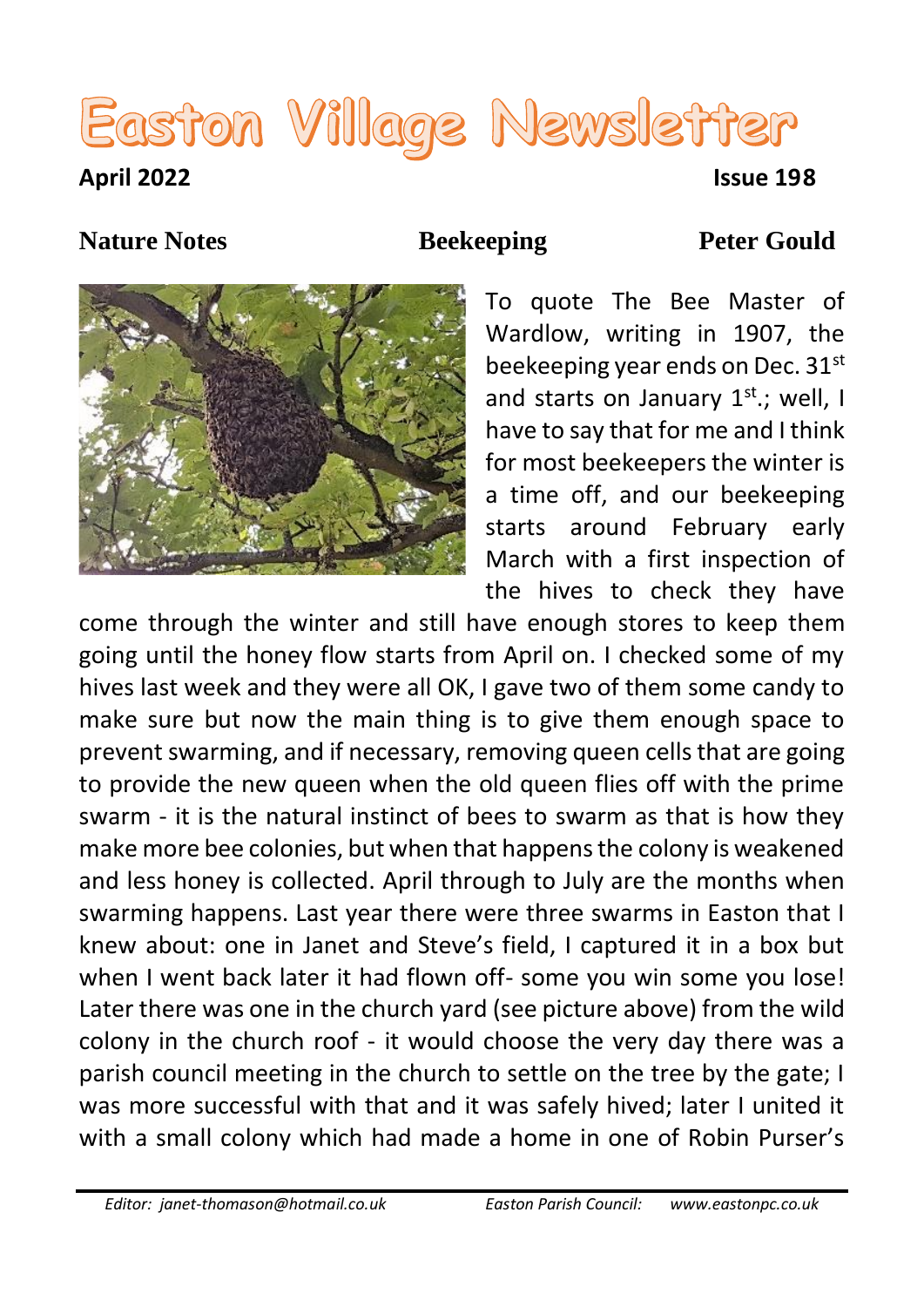# Easton Village Newsletter

**April 2022** **Issue 198**

## Nature Notes — Beekeeping — Peter Gould

To quote The Bee Master of Wardlow, writing in 1907, the beekeeping year ends on Dec. 31st and starts on January 1st.; well, I have to say that for me and I think for most beekeepers the winter is a time off, and our beekeeping starts around February early March with a first inspection of the hives to check they have come through the winter and still have enough stores to keep them going until the honey flow starts from April on. I checked some of my hives last week and they were all OK, I gave two of them some candy to make sure but now the main thing is to give them enough space to prevent swarming, and if necessary, removing queen cells that are going to provide the new queen when the old queen flies off with the prime swarm - it is the natural instinct of bees to swarm as that is how they make more bee colonies, but when that happens the colony is weakened and less honey is collected. April through to July are the months when swarming happens. Last year there were three swarms in Easton that I knew about: one in Janet and Steve's field, I captured it in a box but when I went back later it had flown off- some you win some you lose! Later there was one in the church yard (see picture above) from the wild colony in the church roof - it would choose the very day there was a parish council meeting in the church to settle on the tree by the gate; I was more successful with that and it was safely hived; later I united it with a small colony which had made a home in one of Robin Purser's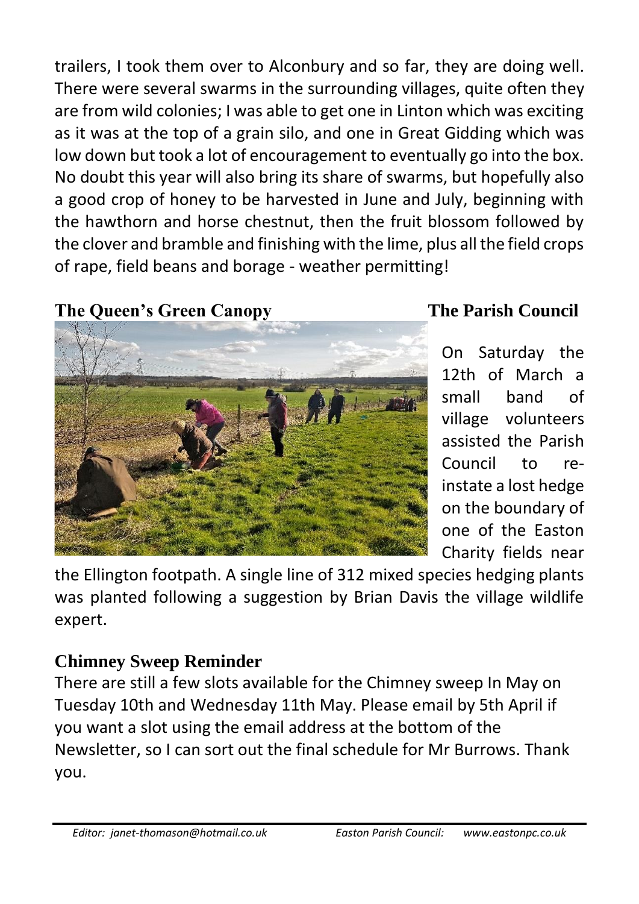trailers, I took them over to Alconbury and so far, they are doing well. There were several swarms in the surrounding villages, quite often they are from wild colonies; I was able to get one in Linton which was exciting as it was at the top of a grain silo, and one in Great Gidding which was low down but took a lot of encouragement to eventually go into the box. No doubt this year will also bring its share of swarms, but hopefully also a good crop of honey to be harvested in June and July, beginning with the hawthorn and horse chestnut, then the fruit blossom followed by the clover and bramble and finishing with the lime, plus all the field crops of rape, field beans and borage - weather permitting!

## The Queen's Green Canopy

## The Parish Council

On Saturday the 12th of March a small band of village volunteers assisted the Parish Council to re-instate a lost hedge on the boundary of one of the Easton Charity fields near the Ellington footpath. A single line of 312 mixed species hedging plants was planted following a suggestion by Brian Davis the village wildlife expert.

## Chimney Sweep Reminder

There are still a few slots available for the Chimney sweep In May on Tuesday 10th and Wednesday 11th May. Please email by 5th April if you want a slot using the email address at the bottom of the Newsletter, so I can sort out the final schedule for Mr Burrows. Thank you.

*Editor: janet-thomason@hotmail.co.uk* *Easton Parish Council: www.eastonpc.co.uk*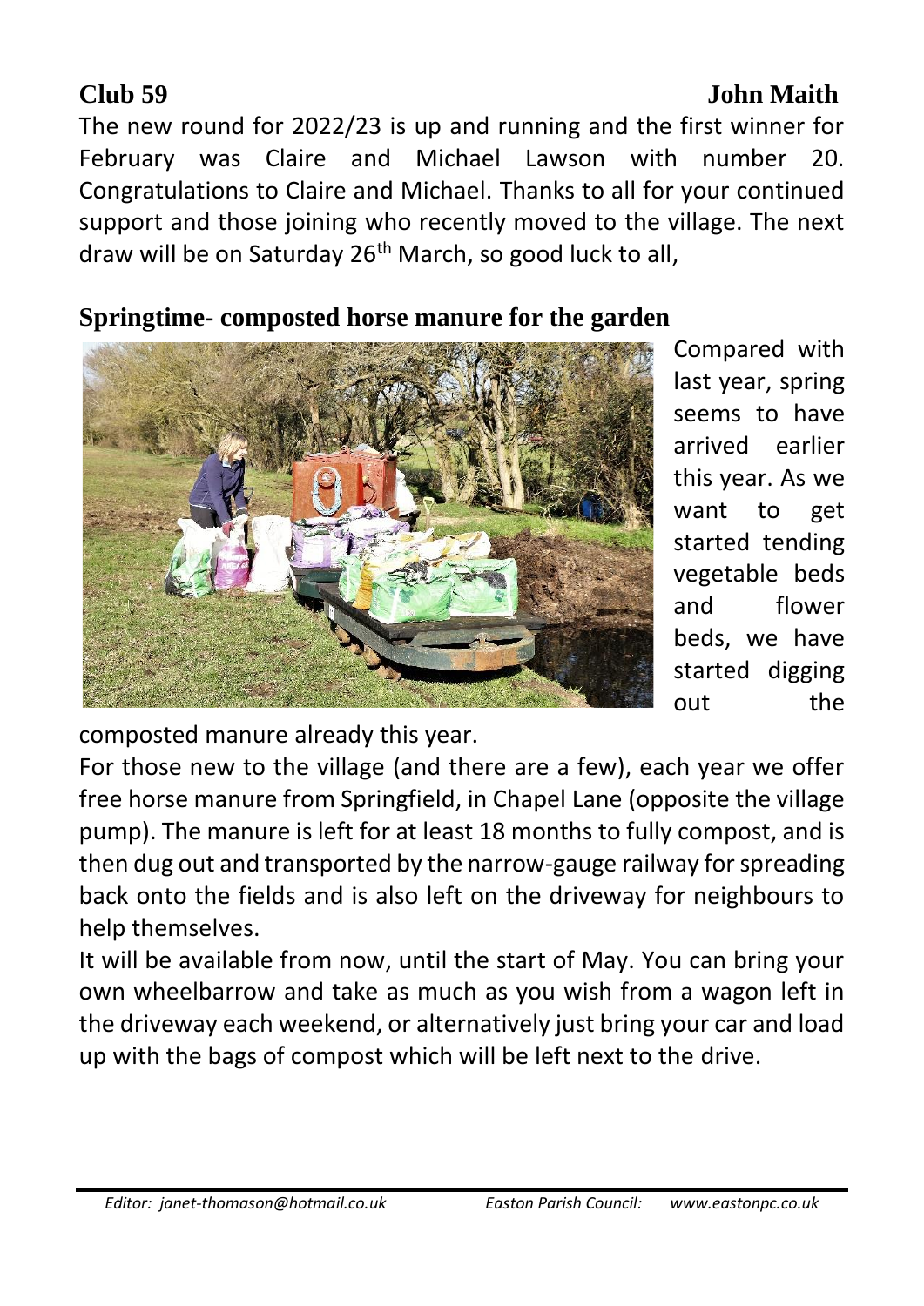## Club 59 — John Maith

The new round for 2022/23 is up and running and the first winner for February was Claire and Michael Lawson with number 20. Congratulations to Claire and Michael. Thanks to all for your continued support and those joining who recently moved to the village. The next draw will be on Saturday 26th March, so good luck to all,

## Springtime- composted horse manure for the garden

Compared with last year, spring seems to have arrived earlier this year. As we want to get started tending vegetable beds and flower beds, we have started digging out the composted manure already this year.

For those new to the village (and there are a few), each year we offer free horse manure from Springfield, in Chapel Lane (opposite the village pump). The manure is left for at least 18 months to fully compost, and is then dug out and transported by the narrow-gauge railway for spreading back onto the fields and is also left on the driveway for neighbours to help themselves.

It will be available from now, until the start of May. You can bring your own wheelbarrow and take as much as you wish from a wagon left in the driveway each weekend, or alternatively just bring your car and load up with the bags of compost which will be left next to the drive.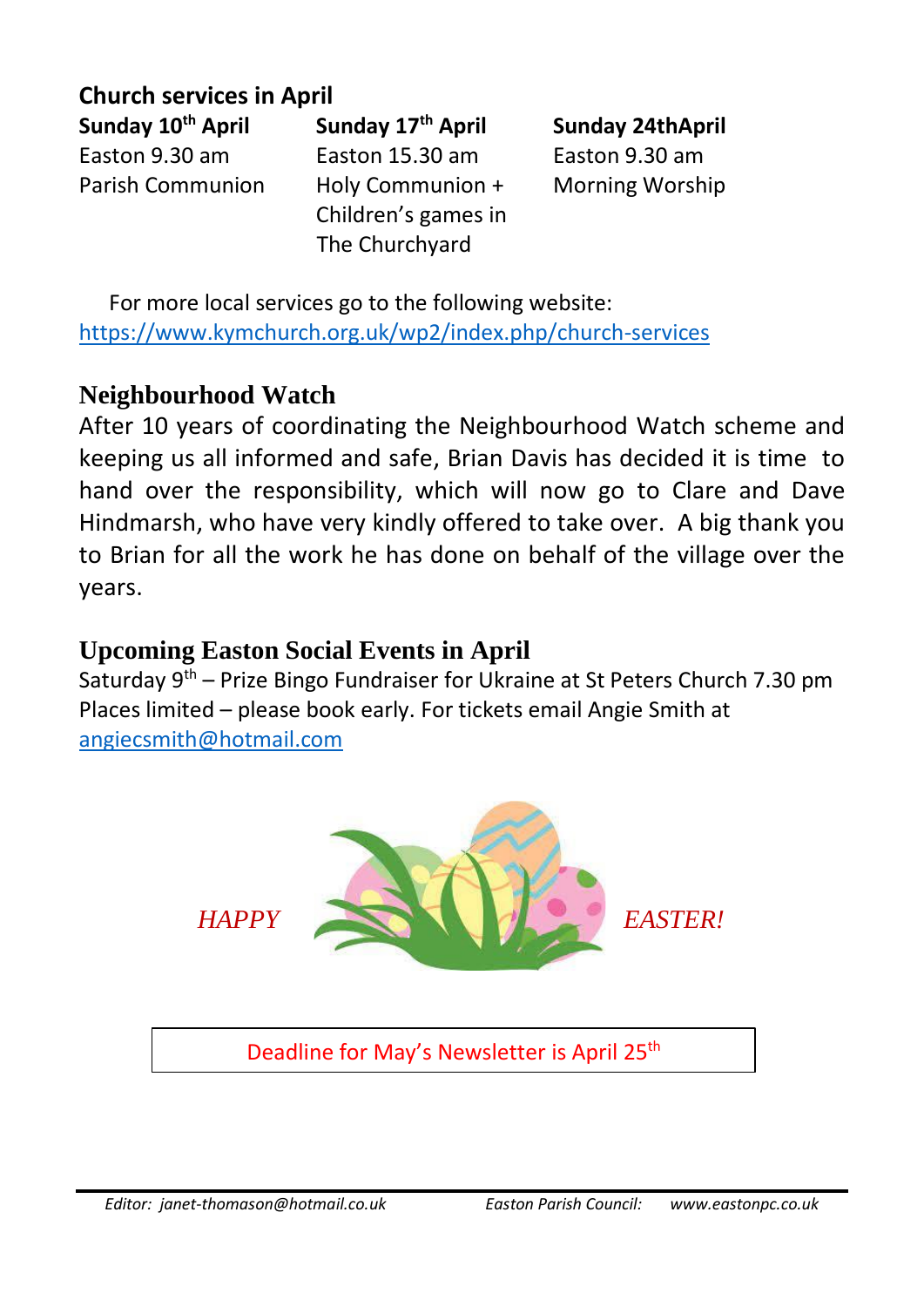## Church services in April

| Sunday 10th April | Sunday 17th April | Sunday 24thApril |
|---|---|---|
| Easton 9.30 am | Easton 15.30 am | Easton 9.30 am |
| Parish Communion | Holy Communion + Children's games in The Churchyard | Morning Worship |

For more local services go to the following website:
https://www.kymchurch.org.uk/wp2/index.php/church-services

## Neighbourhood Watch

After 10 years of coordinating the Neighbourhood Watch scheme and keeping us all informed and safe, Brian Davis has decided it is time to hand over the responsibility, which will now go to Clare and Dave Hindmarsh, who have very kindly offered to take over. A big thank you to Brian for all the work he has done on behalf of the village over the years.

## Upcoming Easton Social Events in April

Saturday 9th – Prize Bingo Fundraiser for Ukraine at St Peters Church 7.30 pm
Places limited – please book early. For tickets email Angie Smith at angiecsmith@hotmail.com

*HAPPY EASTER!*

Deadline for May's Newsletter is April 25th

*Editor: janet-thomason@hotmail.co.uk* *Easton Parish Council: www.eastonpc.co.uk*